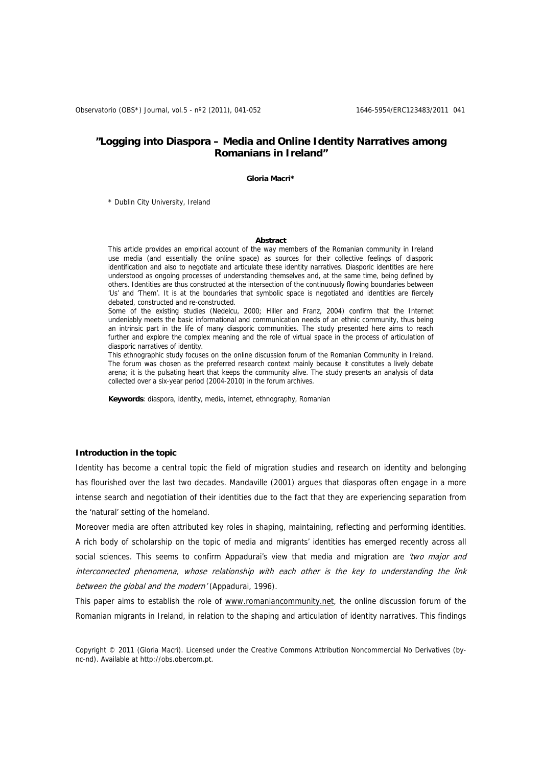# "Logging into Diaspora – Media and Online Identity Narratives among Romanians in Ireland"

**Gloria Macri***

\* Dublin City University, Ireland

**Abstract**

This article provides an empirical account of the way members of the Romanian community in Ireland use media (and essentially the online space) as sources for their collective feelings of diasporic identification and also to negotiate and articulate these identity narratives. Diasporic identities are here understood as ongoing processes of understanding themselves and, at the same time, being defined by others. Identities are thus constructed at the intersection of the continuously flowing boundaries between 'Us' and 'Them'. It is at the boundaries that symbolic space is negotiated and identities are fiercely debated, constructed and re-constructed.

Some of the existing studies (Nedelcu, 2000; Hiller and Franz, 2004) confirm that the Internet undeniably meets the basic informational and communication needs of an ethnic community, thus being an intrinsic part in the life of many diasporic communities. The study presented here aims to reach further and explore the complex meaning and the role of virtual space in the process of articulation of diasporic narratives of identity.

This ethnographic study focuses on the online discussion forum of the Romanian Community in Ireland. The forum was chosen as the preferred research context mainly because it constitutes a lively debate arena; it is the pulsating heart that keeps the community alive. The study presents an analysis of data collected over a six-year period (2004-2010) in the forum archives.

**Keywords**: diaspora, identity, media, internet, ethnography, Romanian

## Introduction in the topic

Identity has become a central topic the field of migration studies and research on identity and belonging has flourished over the last two decades. Mandaville (2001) argues that diasporas often engage in a more intense search and negotiation of their identities due to the fact that they are experiencing separation from the 'natural' setting of the homeland.

Moreover media are often attributed key roles in shaping, maintaining, reflecting and performing identities. A rich body of scholarship on the topic of media and migrants' identities has emerged recently across all social sciences. This seems to confirm Appadurai's view that media and migration are *'two major and interconnected phenomena, whose relationship with each other is the key to understanding the link between the global and the modern'* (Appadurai, 1996).

This paper aims to establish the role of www.romaniancommunity.net, the online discussion forum of the Romanian migrants in Ireland, in relation to the shaping and articulation of identity narratives. This findings

Copyright © 2011 (Gloria Macri). Licensed under the Creative Commons Attribution Noncommercial No Derivatives (by-nc-nd). Available at http://obs.obercom.pt.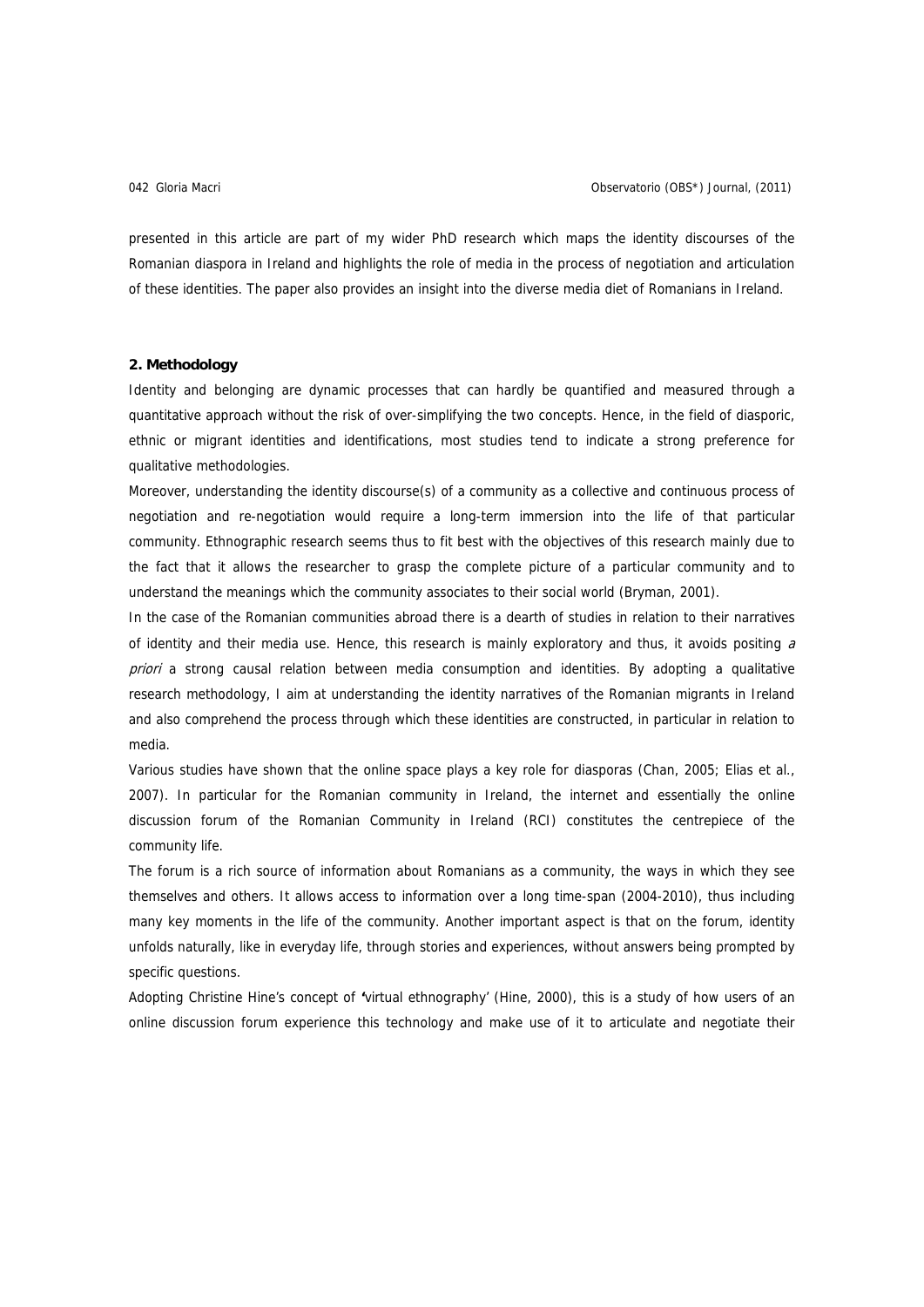presented in this article are part of my wider PhD research which maps the identity discourses of the Romanian diaspora in Ireland and highlights the role of media in the process of negotiation and articulation of these identities. The paper also provides an insight into the diverse media diet of Romanians in Ireland.

## 2. Methodology

Identity and belonging are dynamic processes that can hardly be quantified and measured through a quantitative approach without the risk of over-simplifying the two concepts. Hence, in the field of diasporic, ethnic or migrant identities and identifications, most studies tend to indicate a strong preference for qualitative methodologies.

Moreover, understanding the identity discourse(s) of a community as a collective and continuous process of negotiation and re-negotiation would require a long-term immersion into the life of that particular community. Ethnographic research seems thus to fit best with the objectives of this research mainly due to the fact that it allows the researcher to grasp the complete picture of a particular community and to understand the meanings which the community associates to their social world (Bryman, 2001).

In the case of the Romanian communities abroad there is a dearth of studies in relation to their narratives of identity and their media use. Hence, this research is mainly exploratory and thus, it avoids positing *a priori* a strong causal relation between media consumption and identities. By adopting a qualitative research methodology, I aim at understanding the identity narratives of the Romanian migrants in Ireland and also comprehend the process through which these identities are constructed, in particular in relation to media.

Various studies have shown that the online space plays a key role for diasporas (Chan, 2005; Elias et al., 2007). In particular for the Romanian community in Ireland, the internet and essentially the online discussion forum of the Romanian Community in Ireland (RCI) constitutes the centrepiece of the community life.

The forum is a rich source of information about Romanians as a community, the ways in which they see themselves and others. It allows access to information over a long time-span (2004-2010), thus including many key moments in the life of the community. Another important aspect is that on the forum, identity unfolds naturally, like in everyday life, through stories and experiences, without answers being prompted by specific questions.

Adopting Christine Hine's concept of 'virtual ethnography' (Hine, 2000), this is a study of how users of an online discussion forum experience this technology and make use of it to articulate and negotiate their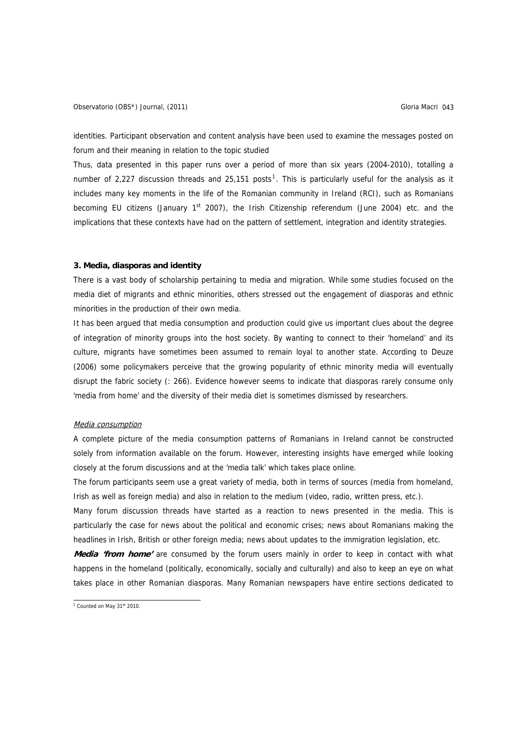identities. Participant observation and content analysis have been used to examine the messages posted on forum and their meaning in relation to the topic studied

Thus, data presented in this paper runs over a period of more than six years (2004-2010), totalling a number of 2,227 discussion threads and 25,151 posts[1]. This is particularly useful for the analysis as it includes many key moments in the life of the Romanian community in Ireland (RCI), such as Romanians becoming EU citizens (January 1st 2007), the Irish Citizenship referendum (June 2004) etc. and the implications that these contexts have had on the pattern of settlement, integration and identity strategies.

## 3. Media, diasporas and identity

There is a vast body of scholarship pertaining to media and migration. While some studies focused on the media diet of migrants and ethnic minorities, others stressed out the engagement of diasporas and ethnic minorities in the production of their own media.

It has been argued that media consumption and production could give us important clues about the degree of integration of minority groups into the host society. By wanting to connect to their 'homeland' and its culture, migrants have sometimes been assumed to remain loyal to another state. According to Deuze (2006) some policymakers perceive that the growing popularity of ethnic minority media will eventually disrupt the fabric society (: 266). Evidence however seems to indicate that diasporas rarely consume only 'media from home' and the diversity of their media diet is sometimes dismissed by researchers.

### Media consumption

A complete picture of the media consumption patterns of Romanians in Ireland cannot be constructed solely from information available on the forum. However, interesting insights have emerged while looking closely at the forum discussions and at the 'media talk' which takes place online.

The forum participants seem use a great variety of media, both in terms of sources (media from homeland, Irish as well as foreign media) and also in relation to the medium (video, radio, written press, etc.).

Many forum discussion threads have started as a reaction to news presented in the media. This is particularly the case for news about the political and economic crises; news about Romanians making the headlines in Irish, British or other foreign media; news about updates to the immigration legislation, etc.

***Media 'from home'*** are consumed by the forum users mainly in order to keep in contact with what happens in the homeland (politically, economically, socially and culturally) and also to keep an eye on what takes place in other Romanian diasporas. Many Romanian newspapers have entire sections dedicated to

[1] Counted on May 31st 2010.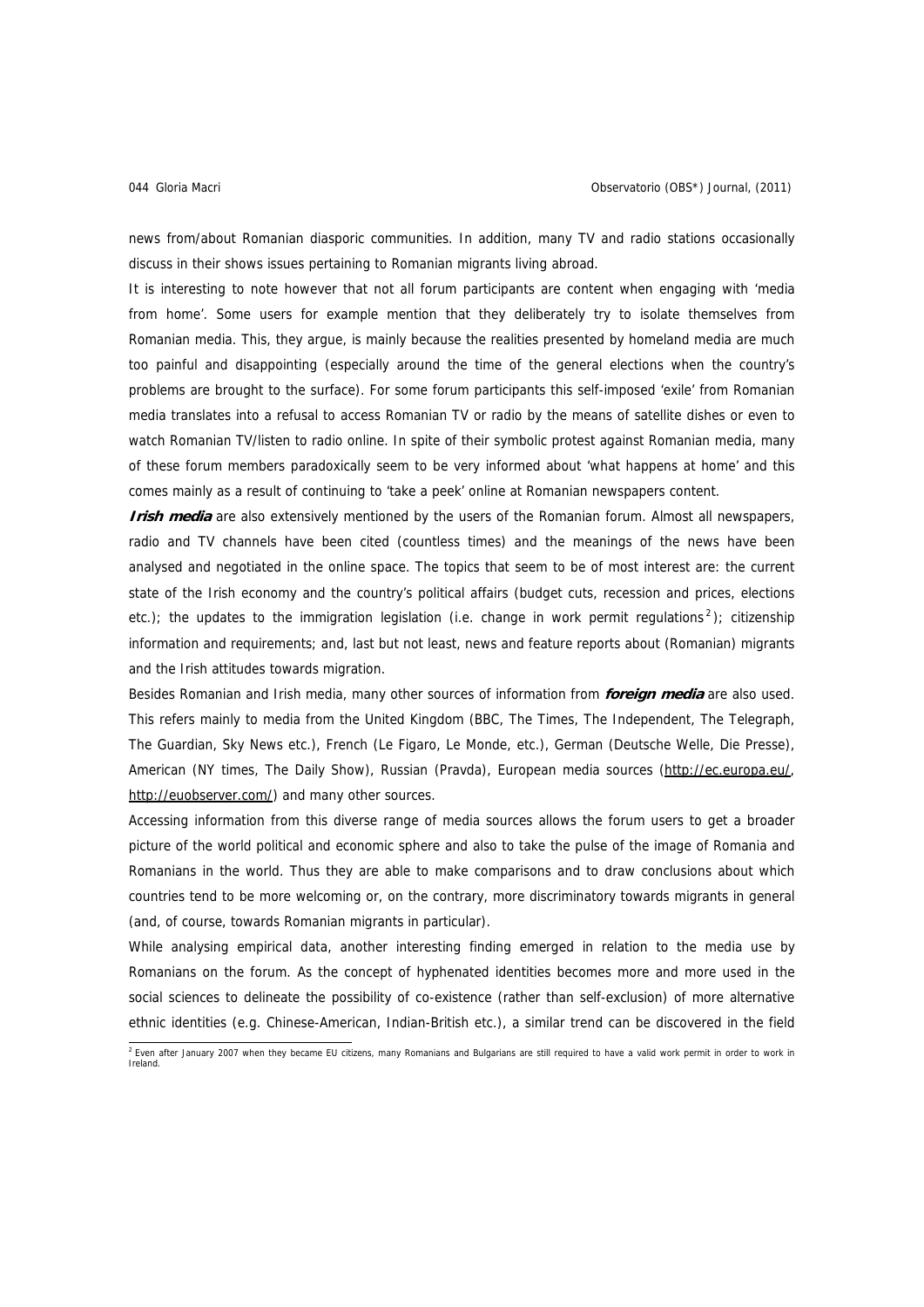news from/about Romanian diasporic communities. In addition, many TV and radio stations occasionally discuss in their shows issues pertaining to Romanian migrants living abroad.

It is interesting to note however that not all forum participants are content when engaging with 'media from home'. Some users for example mention that they deliberately try to isolate themselves from Romanian media. This, they argue, is mainly because the realities presented by homeland media are much too painful and disappointing (especially around the time of the general elections when the country's problems are brought to the surface). For some forum participants this self-imposed 'exile' from Romanian media translates into a refusal to access Romanian TV or radio by the means of satellite dishes or even to watch Romanian TV/listen to radio online. In spite of their symbolic protest against Romanian media, many of these forum members paradoxically seem to be very informed about 'what happens at home' and this comes mainly as a result of continuing to 'take a peek' online at Romanian newspapers content.

***Irish media*** are also extensively mentioned by the users of the Romanian forum. Almost all newspapers, radio and TV channels have been cited (countless times) and the meanings of the news have been analysed and negotiated in the online space. The topics that seem to be of most interest are: the current state of the Irish economy and the country's political affairs (budget cuts, recession and prices, elections etc.); the updates to the immigration legislation (i.e. change in work permit regulations[2]); citizenship information and requirements; and, last but not least, news and feature reports about (Romanian) migrants and the Irish attitudes towards migration.

Besides Romanian and Irish media, many other sources of information from ***foreign media*** are also used. This refers mainly to media from the United Kingdom (BBC, The Times, The Independent, The Telegraph, The Guardian, Sky News etc.), French (Le Figaro, Le Monde, etc.), German (Deutsche Welle, Die Presse), American (NY times, The Daily Show), Russian (Pravda), European media sources (http://ec.europa.eu/, http://euobserver.com/) and many other sources.

Accessing information from this diverse range of media sources allows the forum users to get a broader picture of the world political and economic sphere and also to take the pulse of the image of Romania and Romanians in the world. Thus they are able to make comparisons and to draw conclusions about which countries tend to be more welcoming or, on the contrary, more discriminatory towards migrants in general (and, of course, towards Romanian migrants in particular).

While analysing empirical data, another interesting finding emerged in relation to the media use by Romanians on the forum. As the concept of hyphenated identities becomes more and more used in the social sciences to delineate the possibility of co-existence (rather than self-exclusion) of more alternative ethnic identities (e.g. Chinese-American, Indian-British etc.), a similar trend can be discovered in the field

[2] Even after January 2007 when they became EU citizens, many Romanians and Bulgarians are still required to have a valid work permit in order to work in Ireland.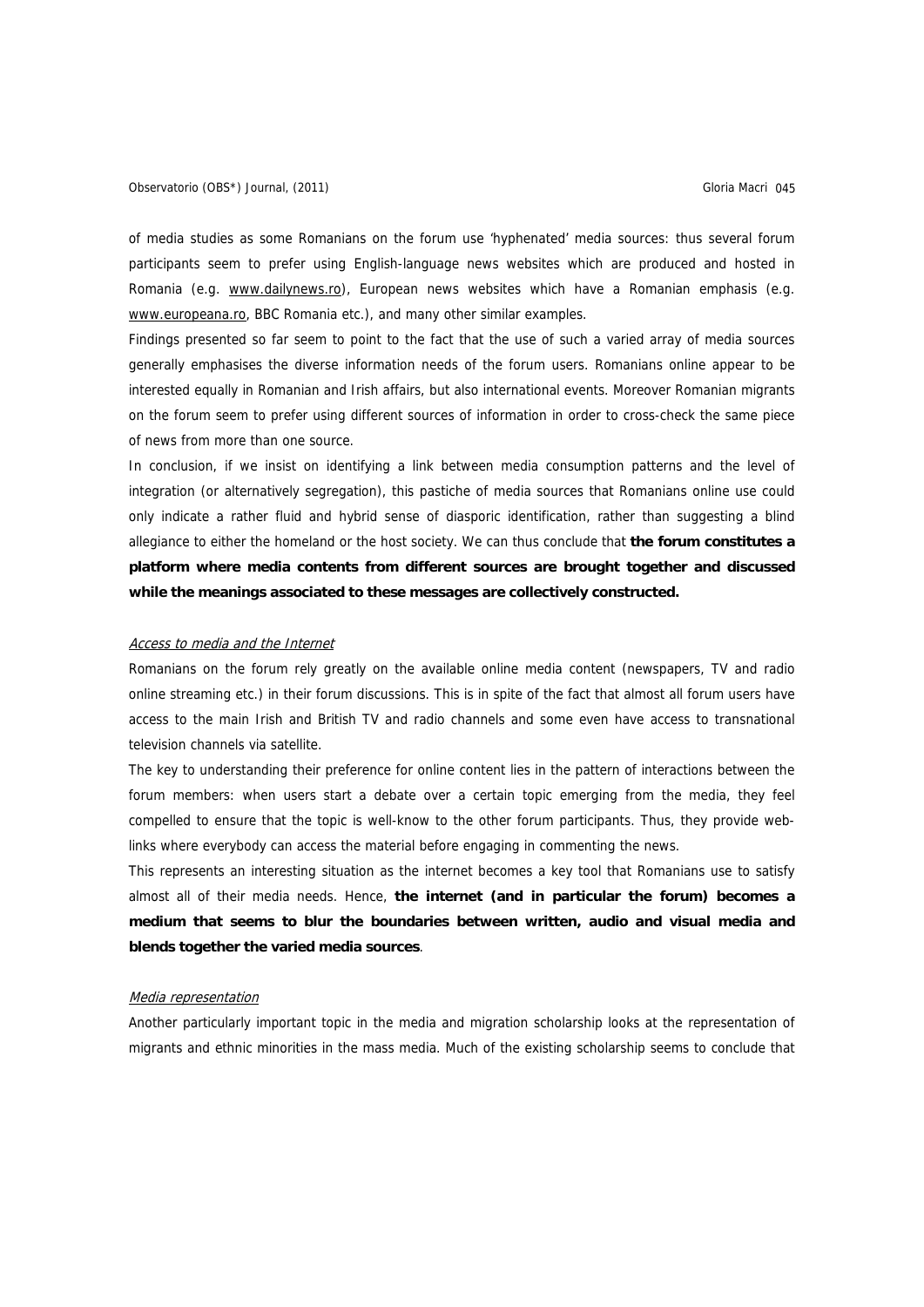of media studies as some Romanians on the forum use 'hyphenated' media sources: thus several forum participants seem to prefer using English-language news websites which are produced and hosted in Romania (e.g. www.dailynews.ro), European news websites which have a Romanian emphasis (e.g. www.europeana.ro, BBC Romania etc.), and many other similar examples.

Findings presented so far seem to point to the fact that the use of such a varied array of media sources generally emphasises the diverse information needs of the forum users. Romanians online appear to be interested equally in Romanian and Irish affairs, but also international events. Moreover Romanian migrants on the forum seem to prefer using different sources of information in order to cross-check the same piece of news from more than one source.

In conclusion, if we insist on identifying a link between media consumption patterns and the level of integration (or alternatively segregation), this pastiche of media sources that Romanians online use could only indicate a rather fluid and hybrid sense of diasporic identification, rather than suggesting a blind allegiance to either the homeland or the host society. We can thus conclude that **the forum constitutes a platform where media contents from different sources are brought together and discussed while the meanings associated to these messages are collectively constructed.**

*Access to media and the Internet*

Romanians on the forum rely greatly on the available online media content (newspapers, TV and radio online streaming etc.) in their forum discussions. This is in spite of the fact that almost all forum users have access to the main Irish and British TV and radio channels and some even have access to transnational television channels via satellite.

The key to understanding their preference for online content lies in the pattern of interactions between the forum members: when users start a debate over a certain topic emerging from the media, they feel compelled to ensure that the topic is well-know to the other forum participants. Thus, they provide web-links where everybody can access the material before engaging in commenting the news.

This represents an interesting situation as the internet becomes a key tool that Romanians use to satisfy almost all of their media needs. Hence, **the internet (and in particular the forum) becomes a medium that seems to blur the boundaries between written, audio and visual media and blends together the varied media sources**.

*Media representation*

Another particularly important topic in the media and migration scholarship looks at the representation of migrants and ethnic minorities in the mass media. Much of the existing scholarship seems to conclude that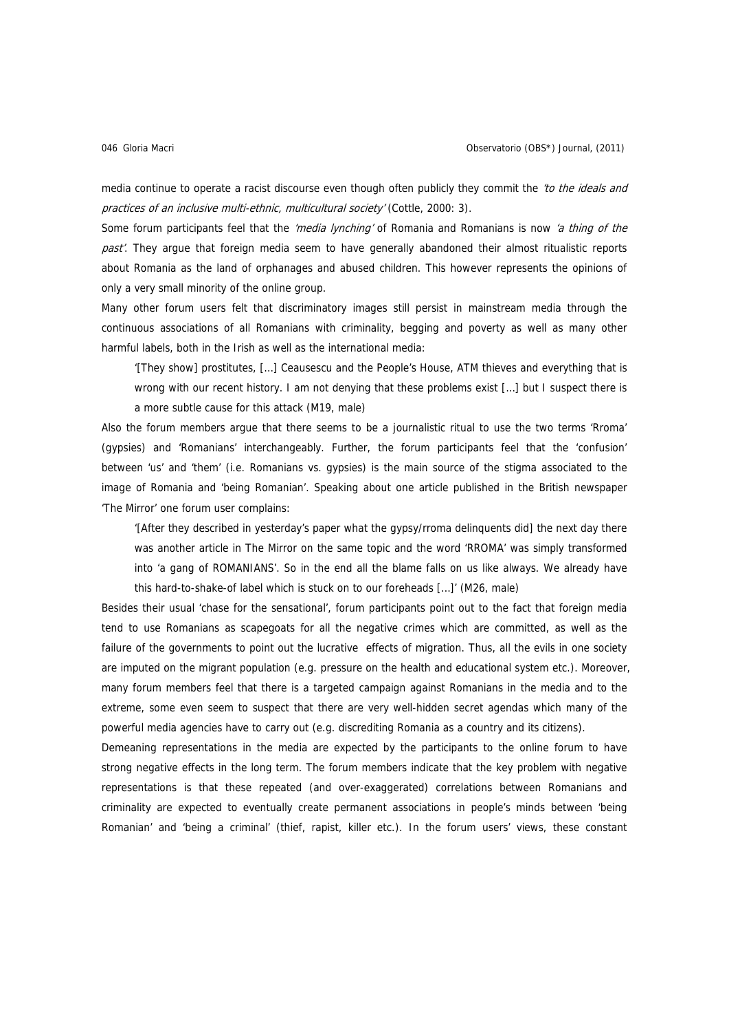media continue to operate a racist discourse even though often publicly they commit the *'to the ideals and practices of an inclusive multi-ethnic, multicultural society'* (Cottle, 2000: 3).

Some forum participants feel that the *'media lynching'* of Romania and Romanians is now *'a thing of the past'*. They argue that foreign media seem to have generally abandoned their almost ritualistic reports about Romania as the land of orphanages and abused children. This however represents the opinions of only a very small minority of the online group.

Many other forum users felt that discriminatory images still persist in mainstream media through the continuous associations of all Romanians with criminality, begging and poverty as well as many other harmful labels, both in the Irish as well as the international media:

> '[They show] prostitutes, [...] Ceausescu and the People's House, ATM thieves and everything that is wrong with our recent history. I am not denying that these problems exist [...] but I suspect there is a more subtle cause for this attack (M19, male)

Also the forum members argue that there seems to be a journalistic ritual to use the two terms 'Rroma' (gypsies) and 'Romanians' interchangeably. Further, the forum participants feel that the 'confusion' between 'us' and 'them' (i.e. Romanians vs. gypsies) is the main source of the stigma associated to the image of Romania and 'being Romanian'. Speaking about one article published in the British newspaper 'The Mirror' one forum user complains:

> '[After they described in yesterday's paper what the gypsy/rroma delinquents did] the next day there was another article in The Mirror on the same topic and the word 'RROMA' was simply transformed into 'a gang of ROMANIANS'. So in the end all the blame falls on us like always. We already have this hard-to-shake-of label which is stuck on to our foreheads [...]' (M26, male)

Besides their usual 'chase for the sensational', forum participants point out to the fact that foreign media tend to use Romanians as scapegoats for all the negative crimes which are committed, as well as the failure of the governments to point out the lucrative effects of migration. Thus, all the evils in one society are imputed on the migrant population (e.g. pressure on the health and educational system etc.). Moreover, many forum members feel that there is a targeted campaign against Romanians in the media and to the extreme, some even seem to suspect that there are very well-hidden secret agendas which many of the powerful media agencies have to carry out (e.g. discrediting Romania as a country and its citizens).

Demeaning representations in the media are expected by the participants to the online forum to have strong negative effects in the long term. The forum members indicate that the key problem with negative representations is that these repeated (and over-exaggerated) correlations between Romanians and criminality are expected to eventually create permanent associations in people's minds between 'being Romanian' and 'being a criminal' (thief, rapist, killer etc.). In the forum users' views, these constant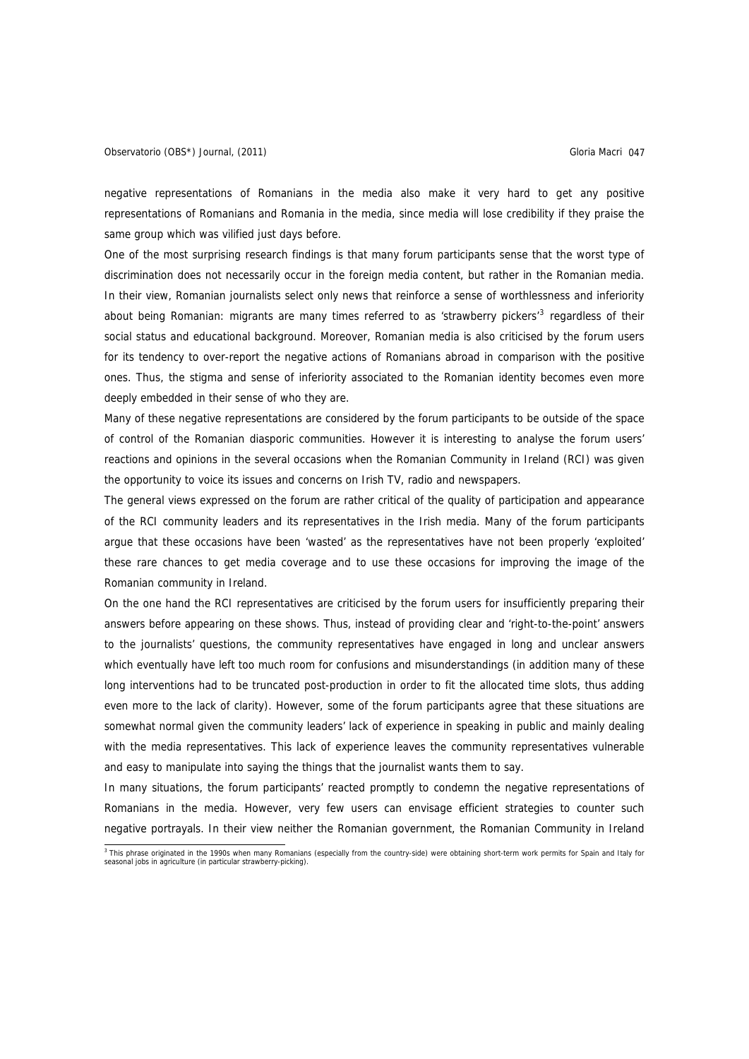negative representations of Romanians in the media also make it very hard to get any positive representations of Romanians and Romania in the media, since media will lose credibility if they praise the same group which was vilified just days before.

One of the most surprising research findings is that many forum participants sense that the worst type of discrimination does not necessarily occur in the foreign media content, but rather in the Romanian media. In their view, Romanian journalists select only news that reinforce a sense of worthlessness and inferiority about being Romanian: migrants are many times referred to as 'strawberry pickers'[3] regardless of their social status and educational background. Moreover, Romanian media is also criticised by the forum users for its tendency to over-report the negative actions of Romanians abroad in comparison with the positive ones. Thus, the stigma and sense of inferiority associated to the Romanian identity becomes even more deeply embedded in their sense of who they are.

Many of these negative representations are considered by the forum participants to be outside of the space of control of the Romanian diasporic communities. However it is interesting to analyse the forum users' reactions and opinions in the several occasions when the Romanian Community in Ireland (RCI) was given the opportunity to voice its issues and concerns on Irish TV, radio and newspapers.

The general views expressed on the forum are rather critical of the quality of participation and appearance of the RCI community leaders and its representatives in the Irish media. Many of the forum participants argue that these occasions have been 'wasted' as the representatives have not been properly 'exploited' these rare chances to get media coverage and to use these occasions for improving the image of the Romanian community in Ireland.

On the one hand the RCI representatives are criticised by the forum users for insufficiently preparing their answers before appearing on these shows. Thus, instead of providing clear and 'right-to-the-point' answers to the journalists' questions, the community representatives have engaged in long and unclear answers which eventually have left too much room for confusions and misunderstandings (in addition many of these long interventions had to be truncated post-production in order to fit the allocated time slots, thus adding even more to the lack of clarity). However, some of the forum participants agree that these situations are somewhat normal given the community leaders' lack of experience in speaking in public and mainly dealing with the media representatives. This lack of experience leaves the community representatives vulnerable and easy to manipulate into saying the things that the journalist wants them to say.

In many situations, the forum participants' reacted promptly to condemn the negative representations of Romanians in the media. However, very few users can envisage efficient strategies to counter such negative portrayals. In their view neither the Romanian government, the Romanian Community in Ireland

[3] This phrase originated in the 1990s when many Romanians (especially from the country-side) were obtaining short-term work permits for Spain and Italy for seasonal jobs in agriculture (in particular strawberry-picking).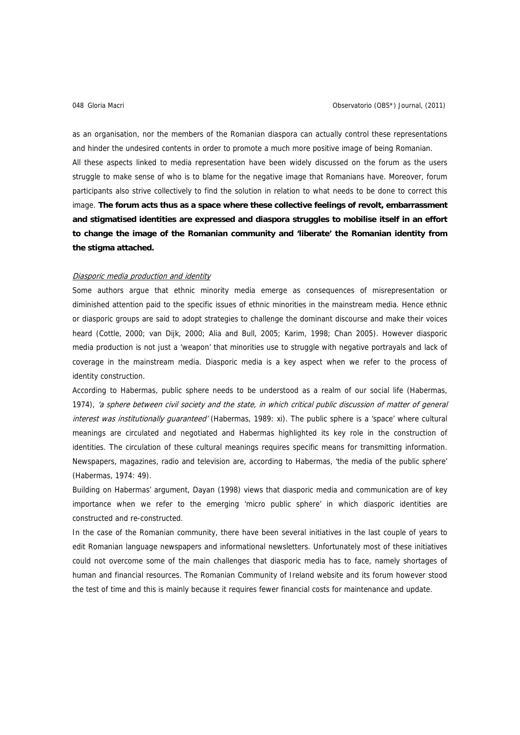as an organisation, nor the members of the Romanian diaspora can actually control these representations and hinder the undesired contents in order to promote a much more positive image of being Romanian.

All these aspects linked to media representation have been widely discussed on the forum as the users struggle to make sense of who is to blame for the negative image that Romanians have. Moreover, forum participants also strive collectively to find the solution in relation to what needs to be done to correct this image. **The forum acts thus as a space where these collective feelings of revolt, embarrassment and stigmatised identities are expressed and diaspora struggles to mobilise itself in an effort to change the image of the Romanian community and 'liberate' the Romanian identity from the stigma attached.**

*Diasporic media production and identity*

Some authors argue that ethnic minority media emerge as consequences of misrepresentation or diminished attention paid to the specific issues of ethnic minorities in the mainstream media. Hence ethnic or diasporic groups are said to adopt strategies to challenge the dominant discourse and make their voices heard (Cottle, 2000; van Dijk, 2000; Alia and Bull, 2005; Karim, 1998; Chan 2005). However diasporic media production is not just a 'weapon' that minorities use to struggle with negative portrayals and lack of coverage in the mainstream media. Diasporic media is a key aspect when we refer to the process of identity construction.

According to Habermas, public sphere needs to be understood as a realm of our social life (Habermas, 1974), *'a sphere between civil society and the state, in which critical public discussion of matter of general interest was institutionally guaranteed'* (Habermas, 1989: xi). The public sphere is a 'space' where cultural meanings are circulated and negotiated and Habermas highlighted its key role in the construction of identities. The circulation of these cultural meanings requires specific means for transmitting information. Newspapers, magazines, radio and television are, according to Habermas, 'the media of the public sphere' (Habermas, 1974: 49).

Building on Habermas' argument, Dayan (1998) views that diasporic media and communication are of key importance when we refer to the emerging 'micro public sphere' in which diasporic identities are constructed and re-constructed.

In the case of the Romanian community, there have been several initiatives in the last couple of years to edit Romanian language newspapers and informational newsletters. Unfortunately most of these initiatives could not overcome some of the main challenges that diasporic media has to face, namely shortages of human and financial resources. The Romanian Community of Ireland website and its forum however stood the test of time and this is mainly because it requires fewer financial costs for maintenance and update.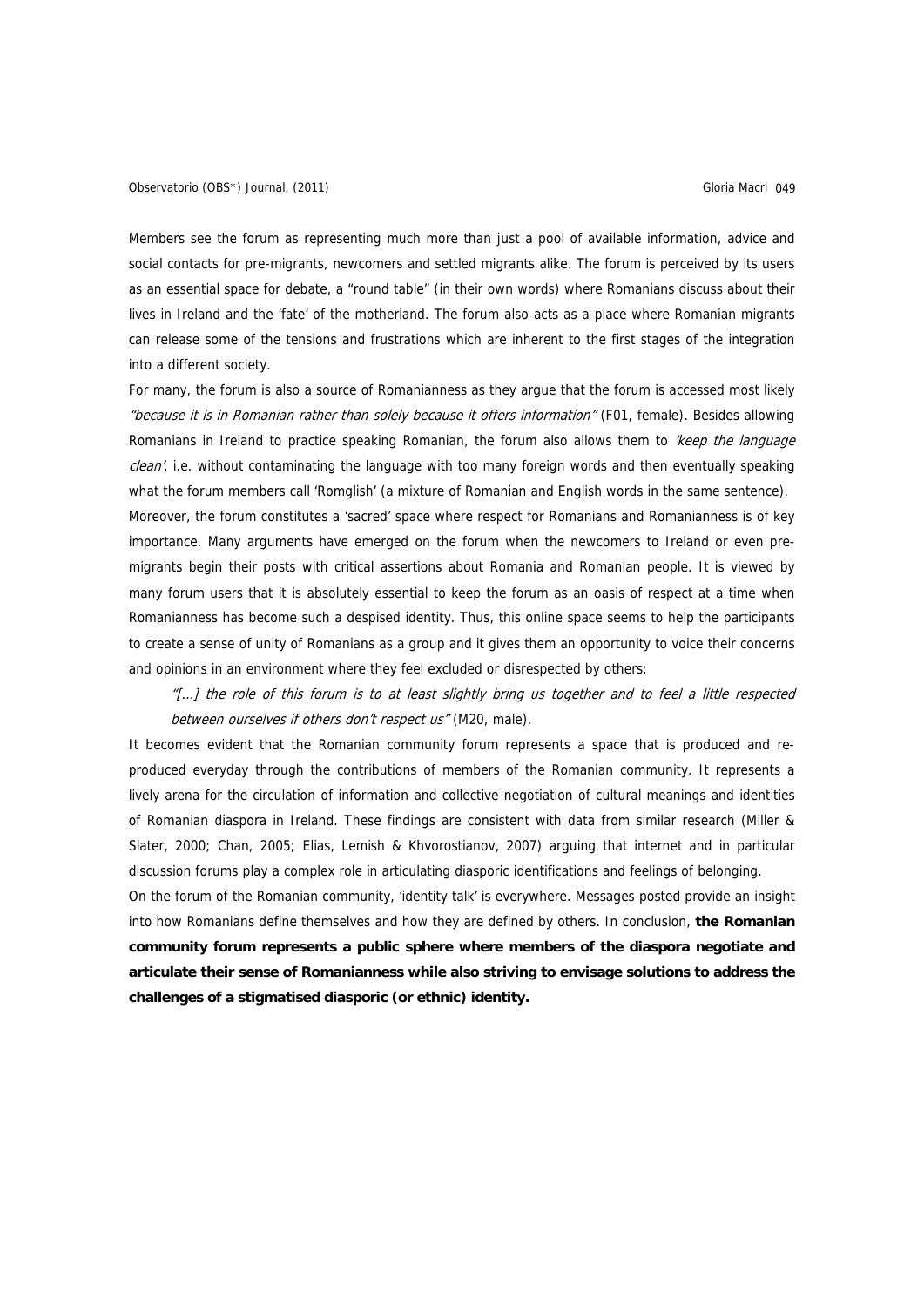Members see the forum as representing much more than just a pool of available information, advice and social contacts for pre-migrants, newcomers and settled migrants alike. The forum is perceived by its users as an essential space for debate, a "round table" (in their own words) where Romanians discuss about their lives in Ireland and the 'fate' of the motherland. The forum also acts as a place where Romanian migrants can release some of the tensions and frustrations which are inherent to the first stages of the integration into a different society.

For many, the forum is also a source of Romanianness as they argue that the forum is accessed most likely *"because it is in Romanian rather than solely because it offers information"* (F01, female). Besides allowing Romanians in Ireland to practice speaking Romanian, the forum also allows them to *'keep the language clean'*, i.e. without contaminating the language with too many foreign words and then eventually speaking what the forum members call 'Romglish' (a mixture of Romanian and English words in the same sentence).

Moreover, the forum constitutes a 'sacred' space where respect for Romanians and Romanianness is of key importance. Many arguments have emerged on the forum when the newcomers to Ireland or even pre-migrants begin their posts with critical assertions about Romania and Romanian people. It is viewed by many forum users that it is absolutely essential to keep the forum as an oasis of respect at a time when Romanianness has become such a despised identity. Thus, this online space seems to help the participants to create a sense of unity of Romanians as a group and it gives them an opportunity to voice their concerns and opinions in an environment where they feel excluded or disrespected by others:

> *"[...] the role of this forum is to at least slightly bring us together and to feel a little respected between ourselves if others don't respect us"* (M20, male).

It becomes evident that the Romanian community forum represents a space that is produced and re-produced everyday through the contributions of members of the Romanian community. It represents a lively arena for the circulation of information and collective negotiation of cultural meanings and identities of Romanian diaspora in Ireland. These findings are consistent with data from similar research (Miller & Slater, 2000; Chan, 2005; Elias, Lemish & Khvorostianov, 2007) arguing that internet and in particular discussion forums play a complex role in articulating diasporic identifications and feelings of belonging.

On the forum of the Romanian community, 'identity talk' is everywhere. Messages posted provide an insight into how Romanians define themselves and how they are defined by others. In conclusion, **the Romanian community forum represents a public sphere where members of the diaspora negotiate and articulate their sense of Romanianness while also striving to envisage solutions to address the challenges of a stigmatised diasporic (or ethnic) identity.**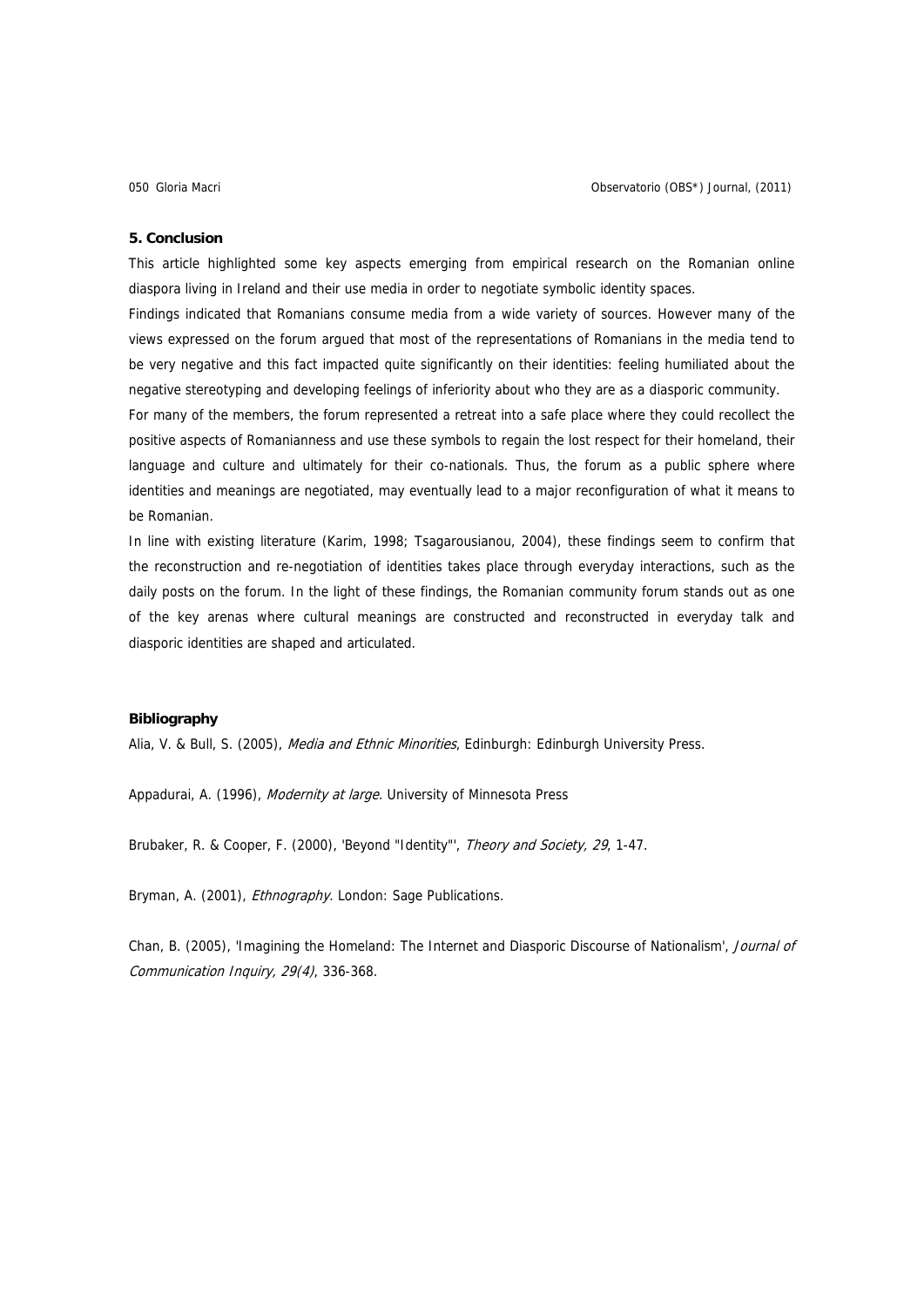## 5. Conclusion

This article highlighted some key aspects emerging from empirical research on the Romanian online diaspora living in Ireland and their use media in order to negotiate symbolic identity spaces.

Findings indicated that Romanians consume media from a wide variety of sources. However many of the views expressed on the forum argued that most of the representations of Romanians in the media tend to be very negative and this fact impacted quite significantly on their identities: feeling humiliated about the negative stereotyping and developing feelings of inferiority about who they are as a diasporic community.

For many of the members, the forum represented a retreat into a safe place where they could recollect the positive aspects of Romanianness and use these symbols to regain the lost respect for their homeland, their language and culture and ultimately for their co-nationals. Thus, the forum as a public sphere where identities and meanings are negotiated, may eventually lead to a major reconfiguration of what it means to be Romanian.

In line with existing literature (Karim, 1998; Tsagarousianou, 2004), these findings seem to confirm that the reconstruction and re-negotiation of identities takes place through everyday interactions, such as the daily posts on the forum. In the light of these findings, the Romanian community forum stands out as one of the key arenas where cultural meanings are constructed and reconstructed in everyday talk and diasporic identities are shaped and articulated.

## Bibliography

Alia, V. & Bull, S. (2005), *Media and Ethnic Minorities*, Edinburgh: Edinburgh University Press.

Appadurai, A. (1996), *Modernity at large.* University of Minnesota Press

Brubaker, R. & Cooper, F. (2000), 'Beyond "Identity"', *Theory and Society, 29*, 1-47.

Bryman, A. (2001), *Ethnography.* London: Sage Publications.

Chan, B. (2005), 'Imagining the Homeland: The Internet and Diasporic Discourse of Nationalism', *Journal of Communication Inquiry, 29(4)*, 336-368.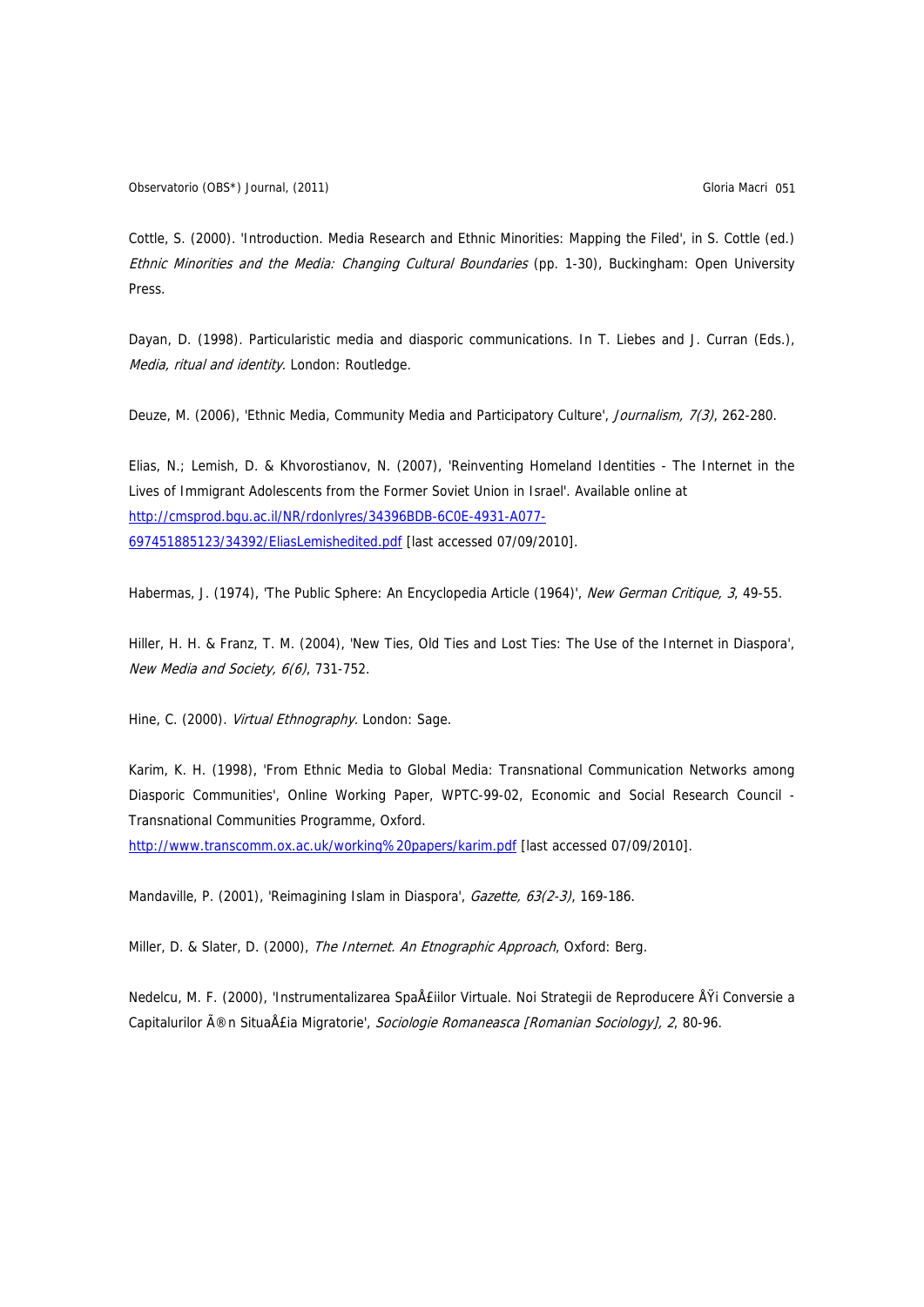Cottle, S. (2000). 'Introduction. Media Research and Ethnic Minorities: Mapping the Filed', in S. Cottle (ed.) *Ethnic Minorities and the Media: Changing Cultural Boundaries* (pp. 1-30), Buckingham: Open University Press.

Dayan, D. (1998). Particularistic media and diasporic communications. In T. Liebes and J. Curran (Eds.), *Media, ritual and identity*. London: Routledge.

Deuze, M. (2006), 'Ethnic Media, Community Media and Participatory Culture', *Journalism, 7(3)*, 262-280.

Elias, N.; Lemish, D. & Khvorostianov, N. (2007), 'Reinventing Homeland Identities - The Internet in the Lives of Immigrant Adolescents from the Former Soviet Union in Israel'. Available online at http://cmsprod.bgu.ac.il/NR/rdonlyres/34396BDB-6C0E-4931-A077-697451885123/34392/EliasLemishedited.pdf [last accessed 07/09/2010].

Habermas, J. (1974), 'The Public Sphere: An Encyclopedia Article (1964)', *New German Critique, 3*, 49-55.

Hiller, H. H. & Franz, T. M. (2004), 'New Ties, Old Ties and Lost Ties: The Use of the Internet in Diaspora', *New Media and Society, 6(6)*, 731-752.

Hine, C. (2000). *Virtual Ethnography*. London: Sage.

Karim, K. H. (1998), 'From Ethnic Media to Global Media: Transnational Communication Networks among Diasporic Communities', Online Working Paper, WPTC-99-02, Economic and Social Research Council - Transnational Communities Programme, Oxford.
http://www.transcomm.ox.ac.uk/working%20papers/karim.pdf [last accessed 07/09/2010].

Mandaville, P. (2001), 'Reimagining Islam in Diaspora', *Gazette, 63(2-3)*, 169-186.

Miller, D. & Slater, D. (2000), *The Internet. An Etnographic Approach*, Oxford: Berg.

Nedelcu, M. F. (2000), 'Instrumentalizarea SpaÅ£iilor Virtuale. Noi Strategii de Reproducere ÅŸi Conversie a Capitalurilor Ã®n SituaÅ£ia Migratorie', *Sociologie Romaneasca [Romanian Sociology], 2*, 80-96.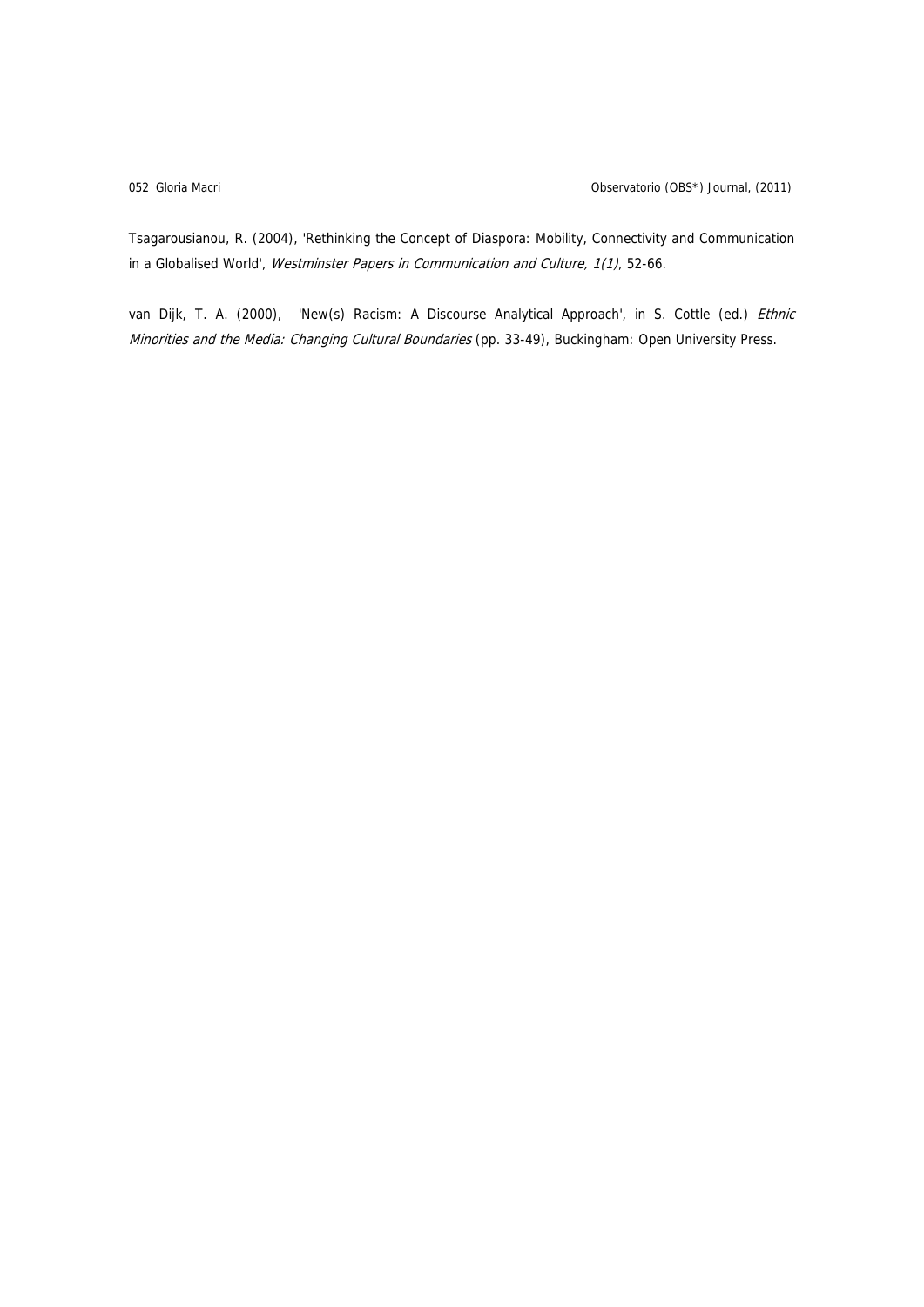Tsagarousianou, R. (2004), 'Rethinking the Concept of Diaspora: Mobility, Connectivity and Communication in a Globalised World', *Westminster Papers in Communication and Culture, 1(1)*, 52-66.

van Dijk, T. A. (2000), 'New(s) Racism: A Discourse Analytical Approach', in S. Cottle (ed.) *Ethnic Minorities and the Media: Changing Cultural Boundaries* (pp. 33-49), Buckingham: Open University Press.